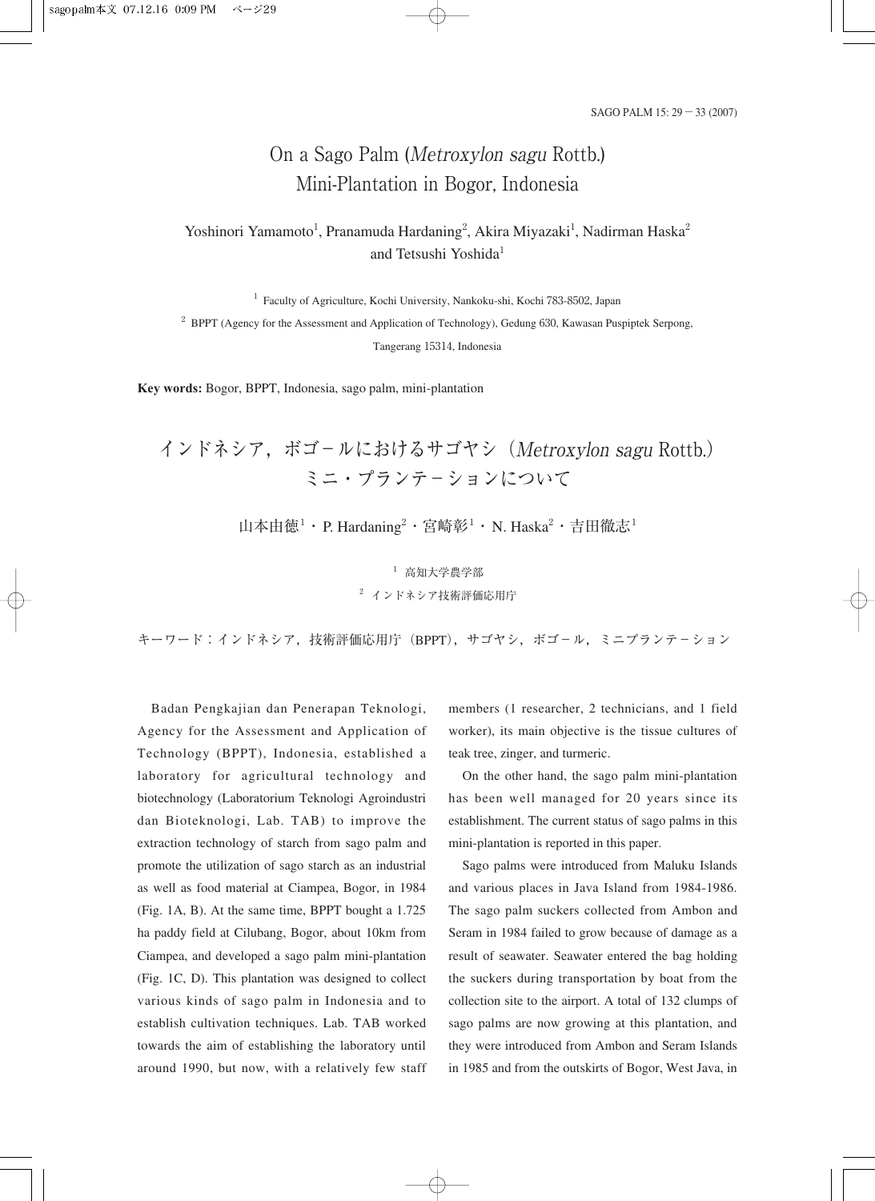# On a Sago Palm (*Metroxylon sagu* Rottb.) Mini-Plantation in Bogor, Indonesia

Yoshinori Yamamoto[1], Pranamuda Hardaning[2], Akira Miyazaki[1], Nadirman Haska[2] and Tetsushi Yoshida[1]

[1] Faculty of Agriculture, Kochi University, Nankoku-shi, Kochi 783-8502, Japan

[2] BPPT (Agency for the Assessment and Application of Technology), Gedung 630, Kawasan Puspiptek Serpong, Tangerang 15314, Indonesia

**Key words:** Bogor, BPPT, Indonesia, sago palm, mini-plantation

# インドネシア，ボゴールにおけるサゴヤシ（*Metroxylon sagu* Rottb.）ミニ・プランテーションについて

山本由徳[1]・P. Hardaning[2]・宮崎彰[1]・N. Haska[2]・吉田徹志[1]

[1] 高知大学農学部

[2] インドネシア技術評価応用庁

キーワード：インドネシア，技術評価応用庁（BPPT），サゴヤシ，ボゴール，ミニプランテーション

Badan Pengkajian dan Penerapan Teknologi, Agency for the Assessment and Application of Technology (BPPT), Indonesia, established a laboratory for agricultural technology and biotechnology (Laboratorium Teknologi Agroindustri dan Bioteknologi, Lab. TAB) to improve the extraction technology of starch from sago palm and promote the utilization of sago starch as an industrial as well as food material at Ciampea, Bogor, in 1984 (Fig. 1A, B). At the same time, BPPT bought a 1.725 ha paddy field at Cilubang, Bogor, about 10km from Ciampea, and developed a sago palm mini-plantation (Fig. 1C, D). This plantation was designed to collect various kinds of sago palm in Indonesia and to establish cultivation techniques. Lab. TAB worked towards the aim of establishing the laboratory until around 1990, but now, with a relatively few staff members (1 researcher, 2 technicians, and 1 field worker), its main objective is the tissue cultures of teak tree, zinger, and turmeric.

On the other hand, the sago palm mini-plantation has been well managed for 20 years since its establishment. The current status of sago palms in this mini-plantation is reported in this paper.

Sago palms were introduced from Maluku Islands and various places in Java Island from 1984-1986. The sago palm suckers collected from Ambon and Seram in 1984 failed to grow because of damage as a result of seawater. Seawater entered the bag holding the suckers during transportation by boat from the collection site to the airport. A total of 132 clumps of sago palms are now growing at this plantation, and they were introduced from Ambon and Seram Islands in 1985 and from the outskirts of Bogor, West Java, in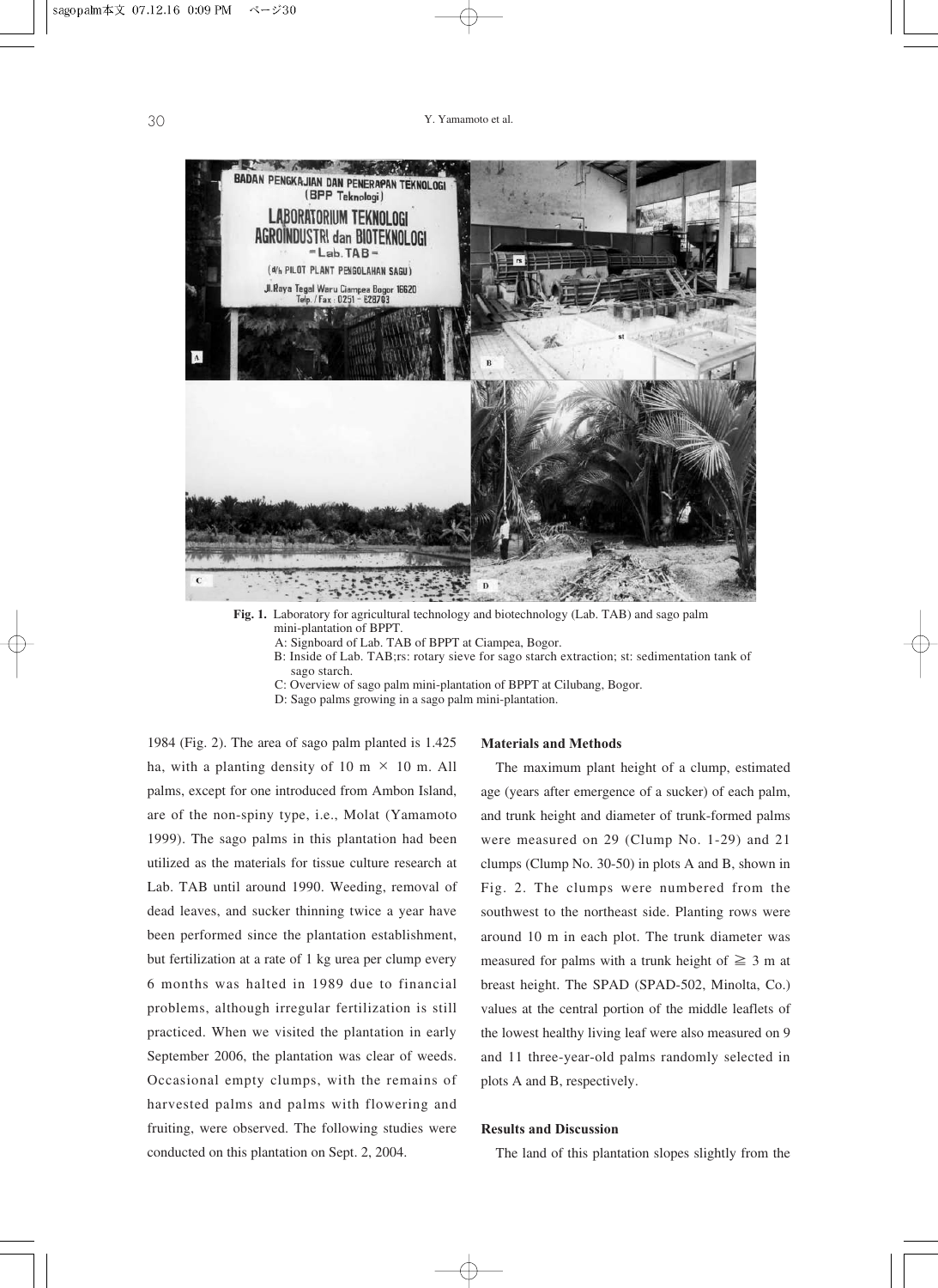**Fig. 1.** Laboratory for agricultural technology and biotechnology (Lab. TAB) and sago palm mini-plantation of BPPT.
A: Signboard of Lab. TAB of BPPT at Ciampea, Bogor.
B: Inside of Lab. TAB;rs: rotary sieve for sago starch extraction; st: sedimentation tank of sago starch.
C: Overview of sago palm mini-plantation of BPPT at Cilubang, Bogor.
D: Sago palms growing in a sago palm mini-plantation.

1984 (Fig. 2). The area of sago palm planted is 1.425 ha, with a planting density of 10 m × 10 m. All palms, except for one introduced from Ambon Island, are of the non-spiny type, i.e., Molat (Yamamoto 1999). The sago palms in this plantation had been utilized as the materials for tissue culture research at Lab. TAB until around 1990. Weeding, removal of dead leaves, and sucker thinning twice a year have been performed since the plantation establishment, but fertilization at a rate of 1 kg urea per clump every 6 months was halted in 1989 due to financial problems, although irregular fertilization is still practiced. When we visited the plantation in early September 2006, the plantation was clear of weeds. Occasional empty clumps, with the remains of harvested palms and palms with flowering and fruiting, were observed. The following studies were conducted on this plantation on Sept. 2, 2004.

## Materials and Methods

The maximum plant height of a clump, estimated age (years after emergence of a sucker) of each palm, and trunk height and diameter of trunk-formed palms were measured on 29 (Clump No. 1-29) and 21 clumps (Clump No. 30-50) in plots A and B, shown in Fig. 2. The clumps were numbered from the southwest to the northeast side. Planting rows were around 10 m in each plot. The trunk diameter was measured for palms with a trunk height of ≧ 3 m at breast height. The SPAD (SPAD-502, Minolta, Co.) values at the central portion of the middle leaflets of the lowest healthy living leaf were also measured on 9 and 11 three-year-old palms randomly selected in plots A and B, respectively.

## Results and Discussion

The land of this plantation slopes slightly from the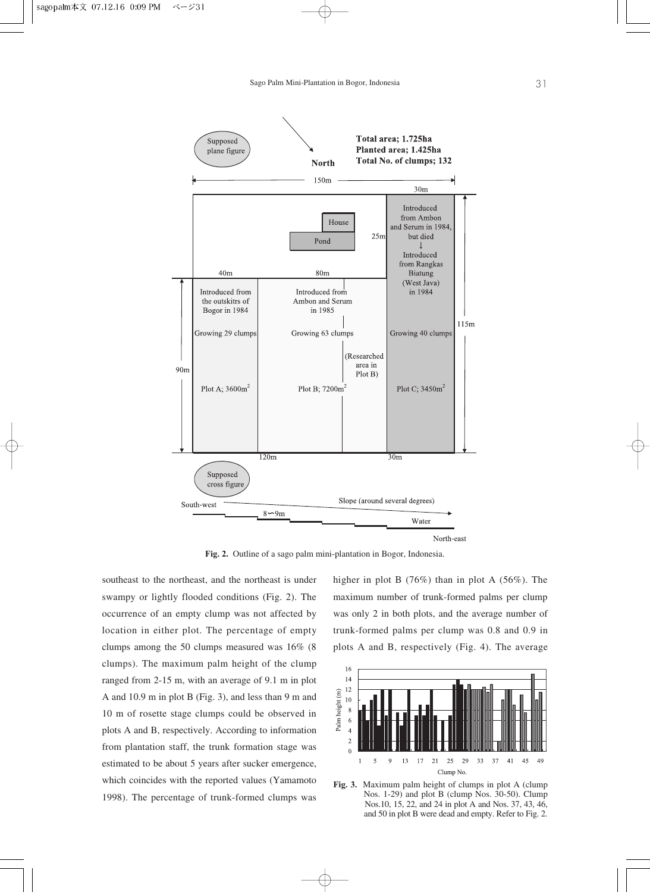Fig. 2. Outline of a sago palm mini-plantation in Bogor, Indonesia.

southeast to the northeast, and the northeast is under swampy or lightly flooded conditions (Fig. 2). The occurrence of an empty clump was not affected by location in either plot. The percentage of empty clumps among the 50 clumps measured was 16% (8 clumps). The maximum palm height of the clump ranged from 2-15 m, with an average of 9.1 m in plot A and 10.9 m in plot B (Fig. 3), and less than 9 m and 10 m of rosette stage clumps could be observed in plots A and B, respectively. According to information from plantation staff, the trunk formation stage was estimated to be about 5 years after sucker emergence, which coincides with the reported values (Yamamoto 1998). The percentage of trunk-formed clumps was higher in plot B (76%) than in plot A (56%). The maximum number of trunk-formed palms per clump was only 2 in both plots, and the average number of trunk-formed palms per clump was 0.8 and 0.9 in plots A and B, respectively (Fig. 4). The average

Fig. 3. Maximum palm height of clumps in plot A (clump Nos. 1-29) and plot B (clump Nos. 30-50). Clump Nos.10, 15, 22, and 24 in plot A and Nos. 37, 43, 46, and 50 in plot B were dead and empty. Refer to Fig. 2.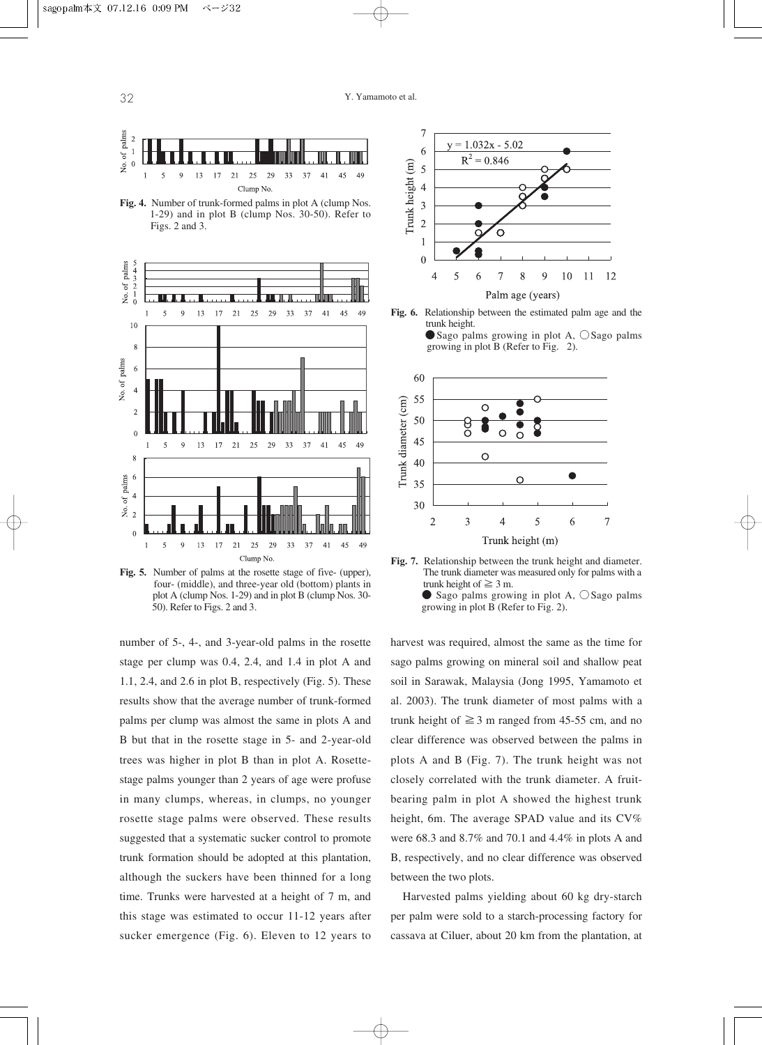**Fig. 4.** Number of trunk-formed palms in plot A (clump Nos. 1-29) and in plot B (clump Nos. 30-50). Refer to Figs. 2 and 3.

**Fig. 5.** Number of palms at the rosette stage of five- (upper), four- (middle), and three-year old (bottom) plants in plot A (clump Nos. 1-29) and in plot B (clump Nos. 30-50). Refer to Figs. 2 and 3.

number of 5-, 4-, and 3-year-old palms in the rosette stage per clump was 0.4, 2.4, and 1.4 in plot A and 1.1, 2.4, and 2.6 in plot B, respectively (Fig. 5). These results show that the average number of trunk-formed palms per clump was almost the same in plots A and B but that in the rosette stage in 5- and 2-year-old trees was higher in plot B than in plot A. Rosette-stage palms younger than 2 years of age were profuse in many clumps, whereas, in clumps, no younger rosette stage palms were observed. These results suggested that a systematic sucker control to promote trunk formation should be adopted at this plantation, although the suckers have been thinned for a long time. Trunks were harvested at a height of 7 m, and this stage was estimated to occur 11-12 years after sucker emergence (Fig. 6). Eleven to 12 years to harvest was required, almost the same as the time for sago palms growing on mineral soil and shallow peat soil in Sarawak, Malaysia (Jong 1995, Yamamoto et al. 2003). The trunk diameter of most palms with a trunk height of ≧3 m ranged from 45-55 cm, and no clear difference was observed between the palms in plots A and B (Fig. 7). The trunk height was not closely correlated with the trunk diameter. A fruit-bearing palm in plot A showed the highest trunk height, 6m. The average SPAD value and its CV% were 68.3 and 8.7% and 70.1 and 4.4% in plots A and B, respectively, and no clear difference was observed between the two plots.

Harvested palms yielding about 60 kg dry-starch per palm were sold to a starch-processing factory for cassava at Ciluer, about 20 km from the plantation, at

$y = 1.032x - 5.02$
$R^2 = 0.846$

**Fig. 6.** Relationship between the estimated palm age and the trunk height.
● Sago palms growing in plot A, ○ Sago palms growing in plot B (Refer to Fig. 2).

**Fig. 7.** Relationship between the trunk height and diameter. The trunk diameter was measured only for palms with a trunk height of ≧3 m.
● Sago palms growing in plot A, ○ Sago palms growing in plot B (Refer to Fig. 2).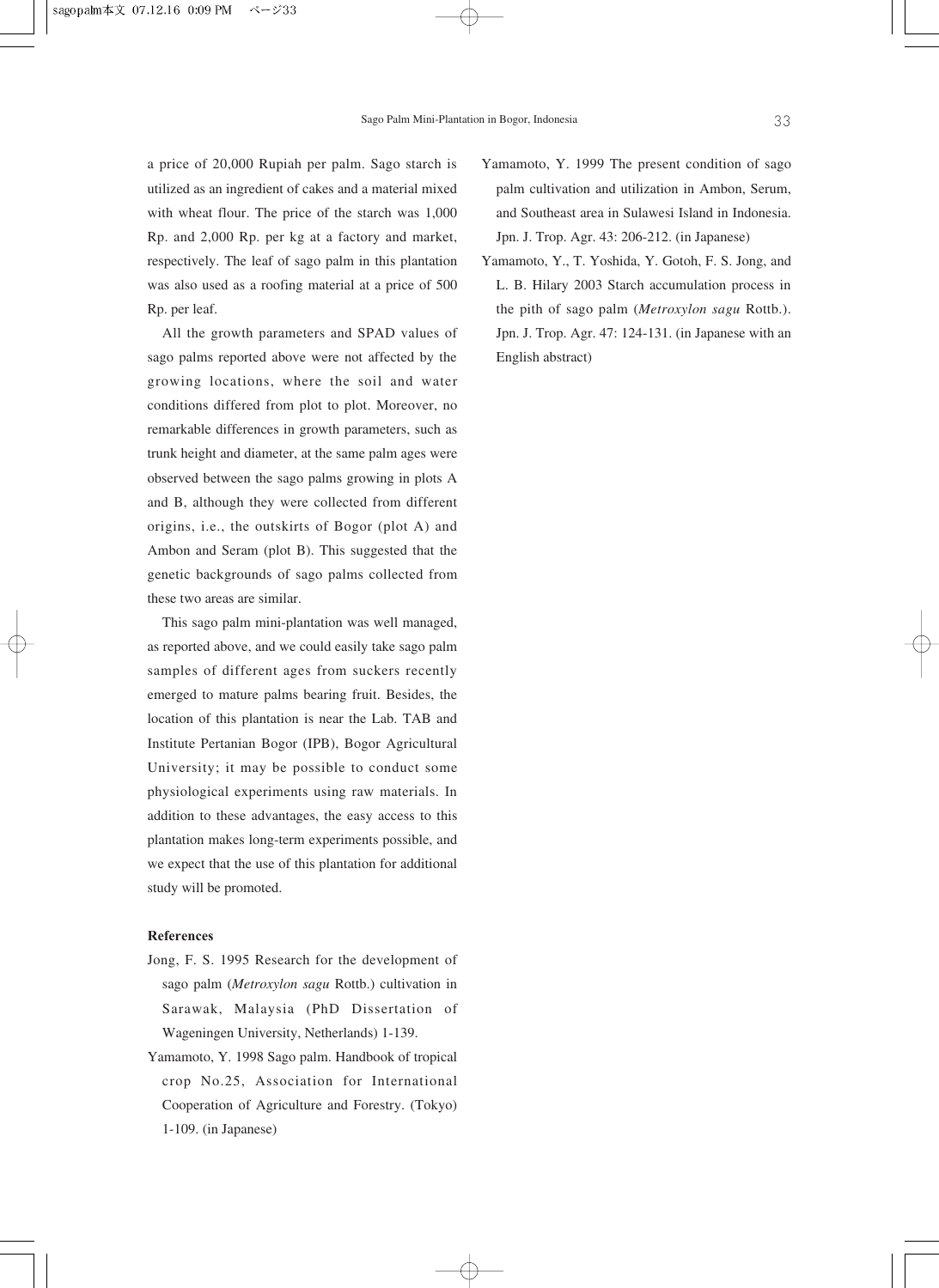a price of 20,000 Rupiah per palm. Sago starch is utilized as an ingredient of cakes and a material mixed with wheat flour. The price of the starch was 1,000 Rp. and 2,000 Rp. per kg at a factory and market, respectively. The leaf of sago palm in this plantation was also used as a roofing material at a price of 500 Rp. per leaf.

All the growth parameters and SPAD values of sago palms reported above were not affected by the growing locations, where the soil and water conditions differed from plot to plot. Moreover, no remarkable differences in growth parameters, such as trunk height and diameter, at the same palm ages were observed between the sago palms growing in plots A and B, although they were collected from different origins, i.e., the outskirts of Bogor (plot A) and Ambon and Seram (plot B). This suggested that the genetic backgrounds of sago palms collected from these two areas are similar.

This sago palm mini-plantation was well managed, as reported above, and we could easily take sago palm samples of different ages from suckers recently emerged to mature palms bearing fruit. Besides, the location of this plantation is near the Lab. TAB and Institute Pertanian Bogor (IPB), Bogor Agricultural University; it may be possible to conduct some physiological experiments using raw materials. In addition to these advantages, the easy access to this plantation makes long-term experiments possible, and we expect that the use of this plantation for additional study will be promoted.

#### References

Jong, F. S. 1995 Research for the development of sago palm (*Metroxylon sagu* Rottb.) cultivation in Sarawak, Malaysia (PhD Dissertation of Wageningen University, Netherlands) 1-139.

Yamamoto, Y. 1998 Sago palm. Handbook of tropical crop No.25, Association for International Cooperation of Agriculture and Forestry. (Tokyo) 1-109. (in Japanese)

Yamamoto, Y. 1999 The present condition of sago palm cultivation and utilization in Ambon, Serum, and Southeast area in Sulawesi Island in Indonesia. Jpn. J. Trop. Agr. 43: 206-212. (in Japanese)

Yamamoto, Y., T. Yoshida, Y. Gotoh, F. S. Jong, and L. B. Hilary 2003 Starch accumulation process in the pith of sago palm (*Metroxylon sagu* Rottb.). Jpn. J. Trop. Agr. 47: 124-131. (in Japanese with an English abstract)